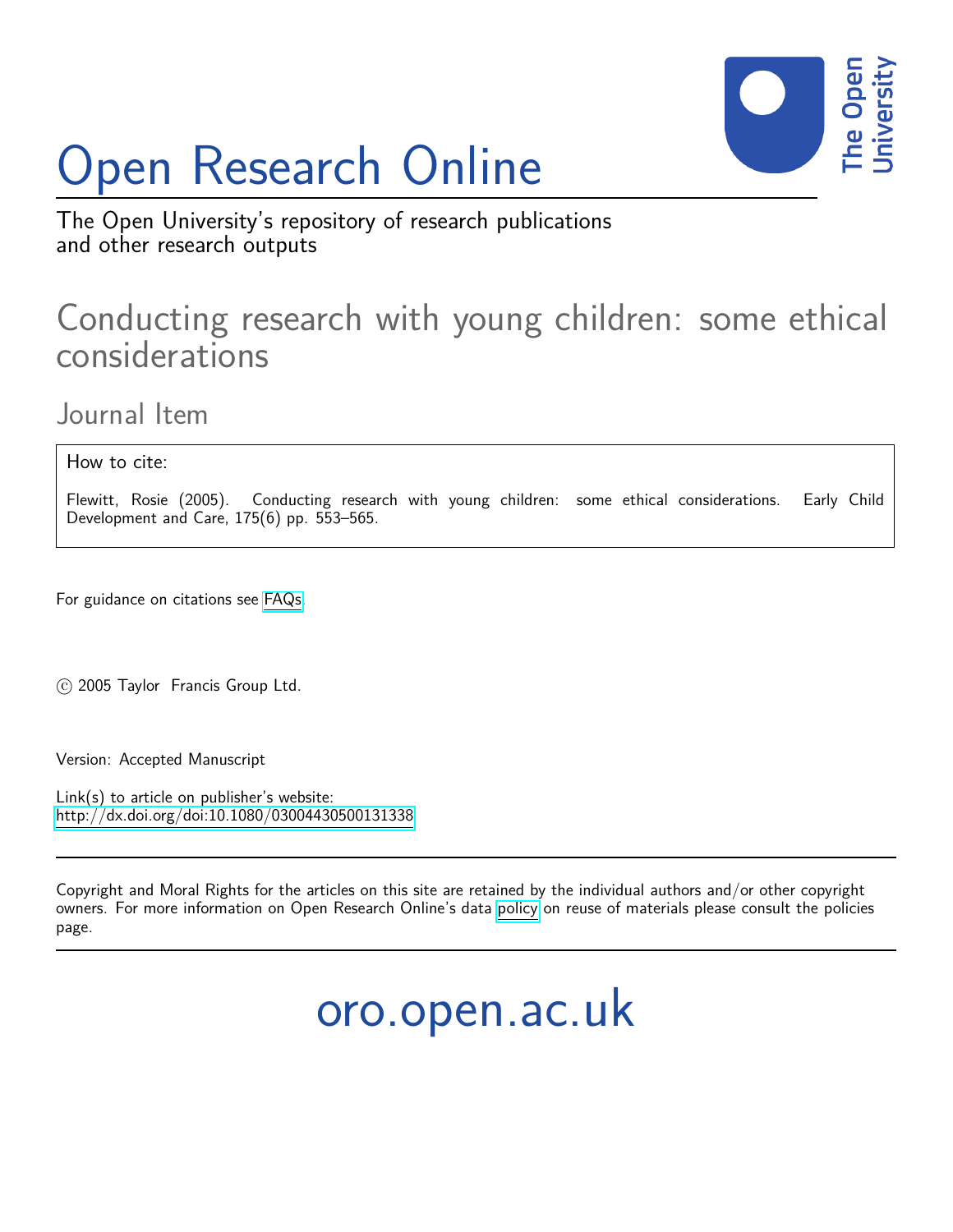# Open Research Online

The Open University's repository of research publications and other research outputs

## Conducting research with young children: some ethical considerations

### Journal Item

How to cite:

Flewitt, Rosie (2005). Conducting research with young children: some ethical considerations. Early Child Development and Care, 175(6) pp. 553–565.

For guidance on citations see FAQs.

© 2005 Taylor Francis Group Ltd.

Version: Accepted Manuscript

Link(s) to article on publisher's website:
http://dx.doi.org/doi:10.1080/03004430500131338

Copyright and Moral Rights for the articles on this site are retained by the individual authors and/or other copyright owners. For more information on Open Research Online's data policy on reuse of materials please consult the policies page.

oro.open.ac.uk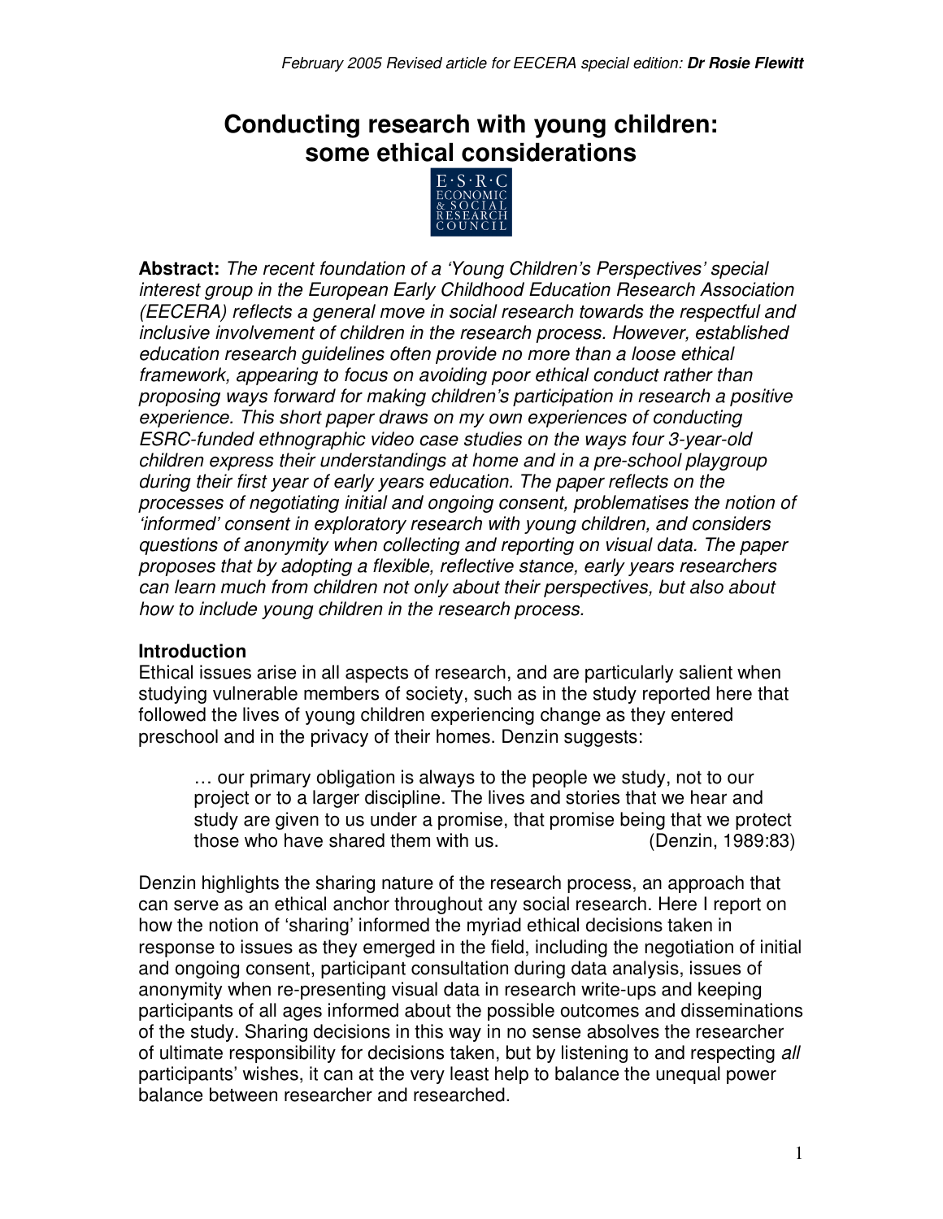# Conducting research with young children: some ethical considerations

**Abstract:** *The recent foundation of a 'Young Children's Perspectives' special interest group in the European Early Childhood Education Research Association (EECERA) reflects a general move in social research towards the respectful and inclusive involvement of children in the research process. However, established education research guidelines often provide no more than a loose ethical framework, appearing to focus on avoiding poor ethical conduct rather than proposing ways forward for making children's participation in research a positive experience. This short paper draws on my own experiences of conducting ESRC-funded ethnographic video case studies on the ways four 3-year-old children express their understandings at home and in a pre-school playgroup during their first year of early years education. The paper reflects on the processes of negotiating initial and ongoing consent, problematises the notion of 'informed' consent in exploratory research with young children, and considers questions of anonymity when collecting and reporting on visual data. The paper proposes that by adopting a flexible, reflective stance, early years researchers can learn much from children not only about their perspectives, but also about how to include young children in the research process.*

## Introduction

Ethical issues arise in all aspects of research, and are particularly salient when studying vulnerable members of society, such as in the study reported here that followed the lives of young children experiencing change as they entered preschool and in the privacy of their homes. Denzin suggests:

> … our primary obligation is always to the people we study, not to our project or to a larger discipline. The lives and stories that we hear and study are given to us under a promise, that promise being that we protect those who have shared them with us. (Denzin, 1989:83)

Denzin highlights the sharing nature of the research process, an approach that can serve as an ethical anchor throughout any social research. Here I report on how the notion of 'sharing' informed the myriad ethical decisions taken in response to issues as they emerged in the field, including the negotiation of initial and ongoing consent, participant consultation during data analysis, issues of anonymity when re-presenting visual data in research write-ups and keeping participants of all ages informed about the possible outcomes and disseminations of the study. Sharing decisions in this way in no sense absolves the researcher of ultimate responsibility for decisions taken, but by listening to and respecting *all* participants' wishes, it can at the very least help to balance the unequal power balance between researcher and researched.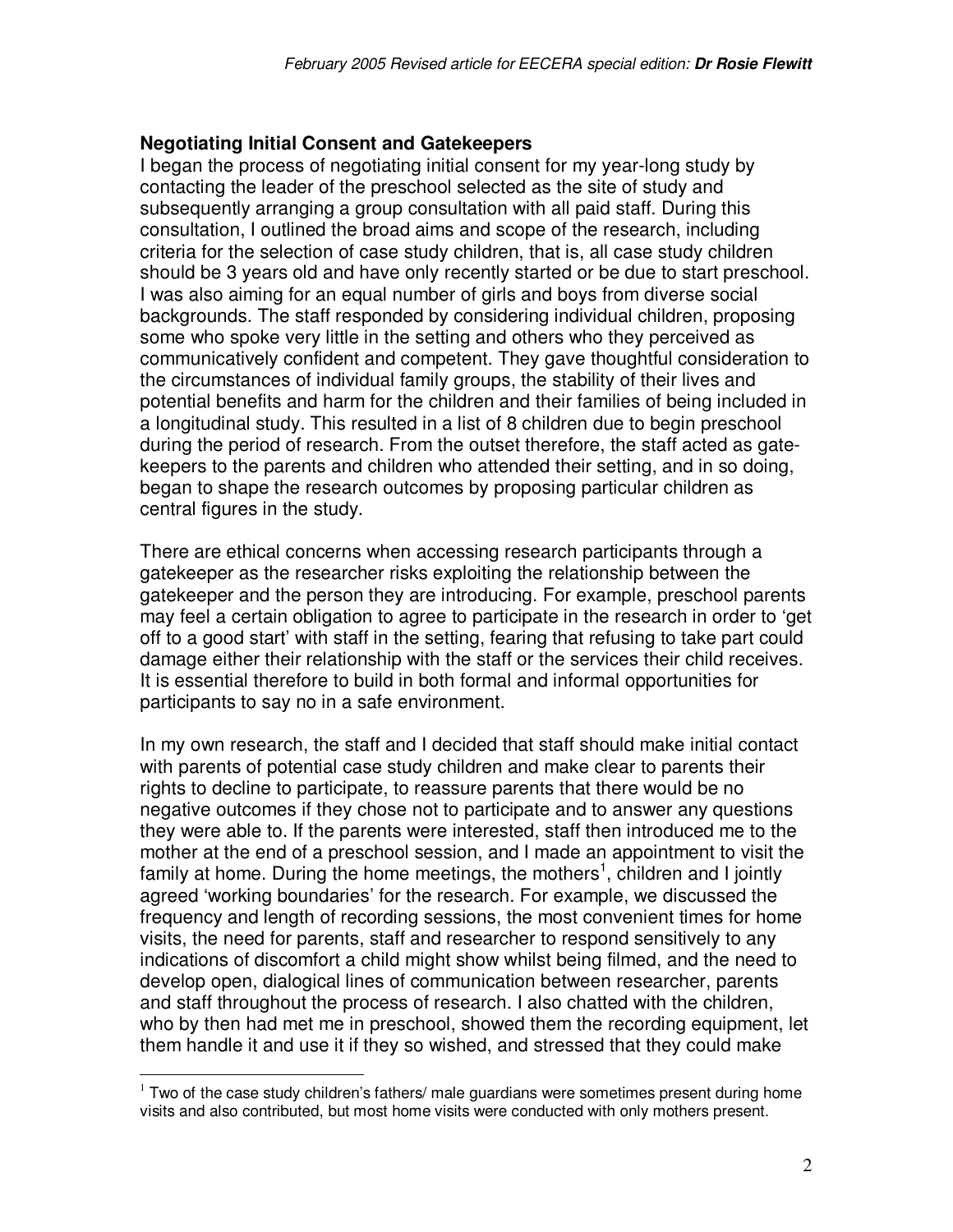## Negotiating Initial Consent and Gatekeepers

I began the process of negotiating initial consent for my year-long study by contacting the leader of the preschool selected as the site of study and subsequently arranging a group consultation with all paid staff. During this consultation, I outlined the broad aims and scope of the research, including criteria for the selection of case study children, that is, all case study children should be 3 years old and have only recently started or be due to start preschool. I was also aiming for an equal number of girls and boys from diverse social backgrounds. The staff responded by considering individual children, proposing some who spoke very little in the setting and others who they perceived as communicatively confident and competent. They gave thoughtful consideration to the circumstances of individual family groups, the stability of their lives and potential benefits and harm for the children and their families of being included in a longitudinal study. This resulted in a list of 8 children due to begin preschool during the period of research. From the outset therefore, the staff acted as gate-keepers to the parents and children who attended their setting, and in so doing, began to shape the research outcomes by proposing particular children as central figures in the study.

There are ethical concerns when accessing research participants through a gatekeeper as the researcher risks exploiting the relationship between the gatekeeper and the person they are introducing. For example, preschool parents may feel a certain obligation to agree to participate in the research in order to 'get off to a good start' with staff in the setting, fearing that refusing to take part could damage either their relationship with the staff or the services their child receives. It is essential therefore to build in both formal and informal opportunities for participants to say no in a safe environment.

In my own research, the staff and I decided that staff should make initial contact with parents of potential case study children and make clear to parents their rights to decline to participate, to reassure parents that there would be no negative outcomes if they chose not to participate and to answer any questions they were able to. If the parents were interested, staff then introduced me to the mother at the end of a preschool session, and I made an appointment to visit the family at home. During the home meetings, the mothers[1], children and I jointly agreed 'working boundaries' for the research. For example, we discussed the frequency and length of recording sessions, the most convenient times for home visits, the need for parents, staff and researcher to respond sensitively to any indications of discomfort a child might show whilst being filmed, and the need to develop open, dialogical lines of communication between researcher, parents and staff throughout the process of research. I also chatted with the children, who by then had met me in preschool, showed them the recording equipment, let them handle it and use it if they so wished, and stressed that they could make

[1] Two of the case study children's fathers/ male guardians were sometimes present during home visits and also contributed, but most home visits were conducted with only mothers present.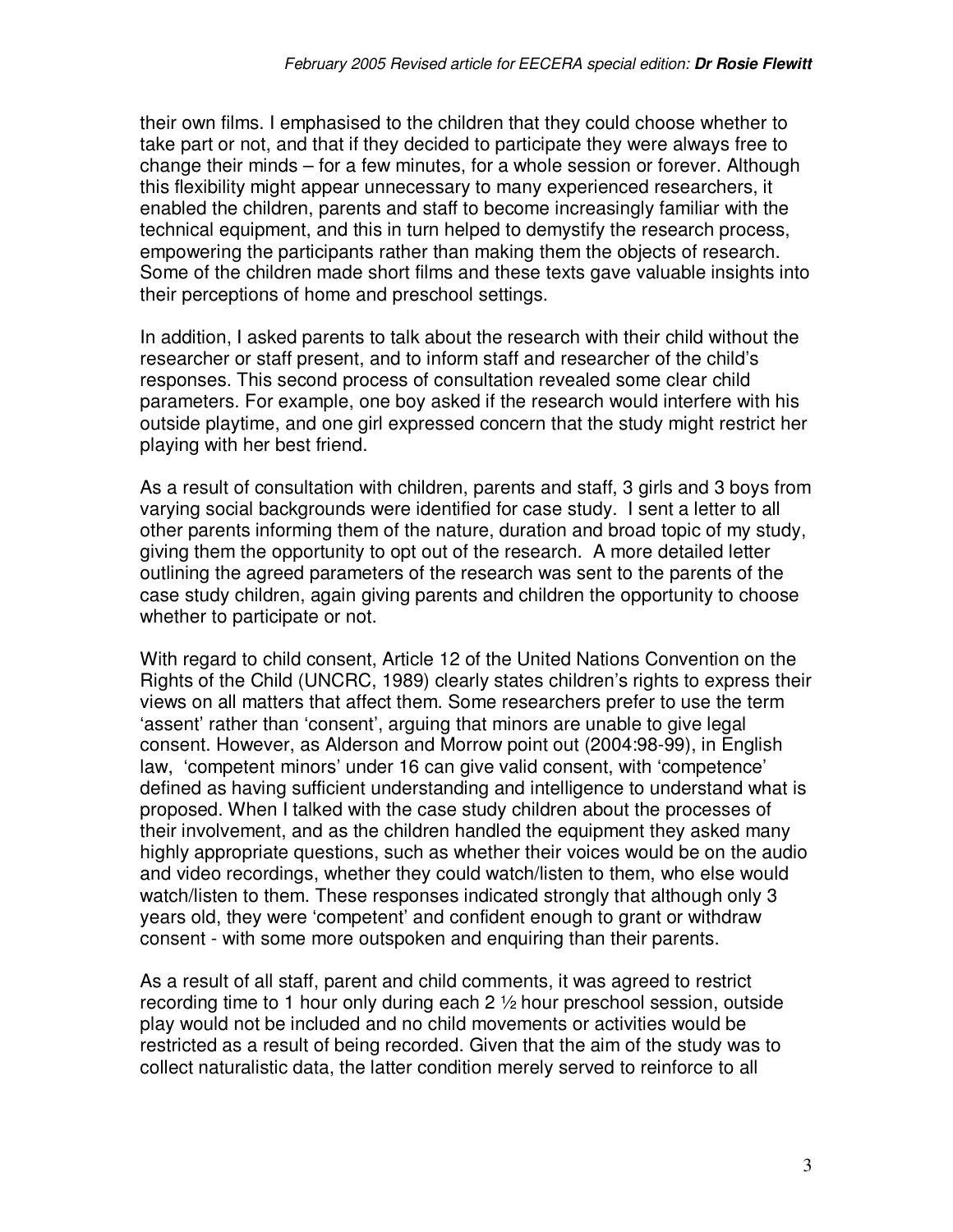their own films. I emphasised to the children that they could choose whether to take part or not, and that if they decided to participate they were always free to change their minds – for a few minutes, for a whole session or forever. Although this flexibility might appear unnecessary to many experienced researchers, it enabled the children, parents and staff to become increasingly familiar with the technical equipment, and this in turn helped to demystify the research process, empowering the participants rather than making them the objects of research. Some of the children made short films and these texts gave valuable insights into their perceptions of home and preschool settings.

In addition, I asked parents to talk about the research with their child without the researcher or staff present, and to inform staff and researcher of the child's responses. This second process of consultation revealed some clear child parameters. For example, one boy asked if the research would interfere with his outside playtime, and one girl expressed concern that the study might restrict her playing with her best friend.

As a result of consultation with children, parents and staff, 3 girls and 3 boys from varying social backgrounds were identified for case study. I sent a letter to all other parents informing them of the nature, duration and broad topic of my study, giving them the opportunity to opt out of the research. A more detailed letter outlining the agreed parameters of the research was sent to the parents of the case study children, again giving parents and children the opportunity to choose whether to participate or not.

With regard to child consent, Article 12 of the United Nations Convention on the Rights of the Child (UNCRC, 1989) clearly states children's rights to express their views on all matters that affect them. Some researchers prefer to use the term 'assent' rather than 'consent', arguing that minors are unable to give legal consent. However, as Alderson and Morrow point out (2004:98-99), in English law, 'competent minors' under 16 can give valid consent, with 'competence' defined as having sufficient understanding and intelligence to understand what is proposed. When I talked with the case study children about the processes of their involvement, and as the children handled the equipment they asked many highly appropriate questions, such as whether their voices would be on the audio and video recordings, whether they could watch/listen to them, who else would watch/listen to them. These responses indicated strongly that although only 3 years old, they were 'competent' and confident enough to grant or withdraw consent - with some more outspoken and enquiring than their parents.

As a result of all staff, parent and child comments, it was agreed to restrict recording time to 1 hour only during each 2 ½ hour preschool session, outside play would not be included and no child movements or activities would be restricted as a result of being recorded. Given that the aim of the study was to collect naturalistic data, the latter condition merely served to reinforce to all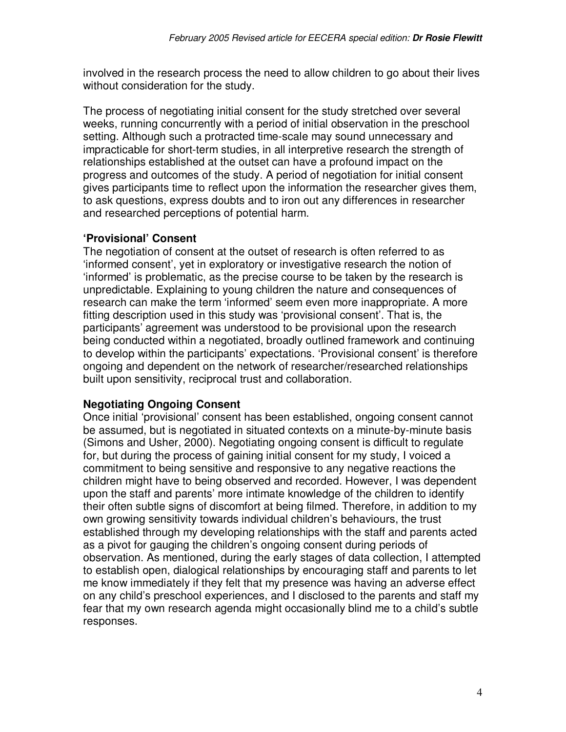involved in the research process the need to allow children to go about their lives without consideration for the study.

The process of negotiating initial consent for the study stretched over several weeks, running concurrently with a period of initial observation in the preschool setting. Although such a protracted time-scale may sound unnecessary and impracticable for short-term studies, in all interpretive research the strength of relationships established at the outset can have a profound impact on the progress and outcomes of the study. A period of negotiation for initial consent gives participants time to reflect upon the information the researcher gives them, to ask questions, express doubts and to iron out any differences in researcher and researched perceptions of potential harm.

### ‘Provisional’ Consent

The negotiation of consent at the outset of research is often referred to as ‘informed consent’, yet in exploratory or investigative research the notion of ‘informed’ is problematic, as the precise course to be taken by the research is unpredictable. Explaining to young children the nature and consequences of research can make the term ‘informed’ seem even more inappropriate. A more fitting description used in this study was ‘provisional consent’. That is, the participants’ agreement was understood to be provisional upon the research being conducted within a negotiated, broadly outlined framework and continuing to develop within the participants’ expectations. ‘Provisional consent’ is therefore ongoing and dependent on the network of researcher/researched relationships built upon sensitivity, reciprocal trust and collaboration.

### Negotiating Ongoing Consent

Once initial ‘provisional’ consent has been established, ongoing consent cannot be assumed, but is negotiated in situated contexts on a minute-by-minute basis (Simons and Usher, 2000). Negotiating ongoing consent is difficult to regulate for, but during the process of gaining initial consent for my study, I voiced a commitment to being sensitive and responsive to any negative reactions the children might have to being observed and recorded. However, I was dependent upon the staff and parents’ more intimate knowledge of the children to identify their often subtle signs of discomfort at being filmed. Therefore, in addition to my own growing sensitivity towards individual children’s behaviours, the trust established through my developing relationships with the staff and parents acted as a pivot for gauging the children’s ongoing consent during periods of observation. As mentioned, during the early stages of data collection, I attempted to establish open, dialogical relationships by encouraging staff and parents to let me know immediately if they felt that my presence was having an adverse effect on any child’s preschool experiences, and I disclosed to the parents and staff my fear that my own research agenda might occasionally blind me to a child’s subtle responses.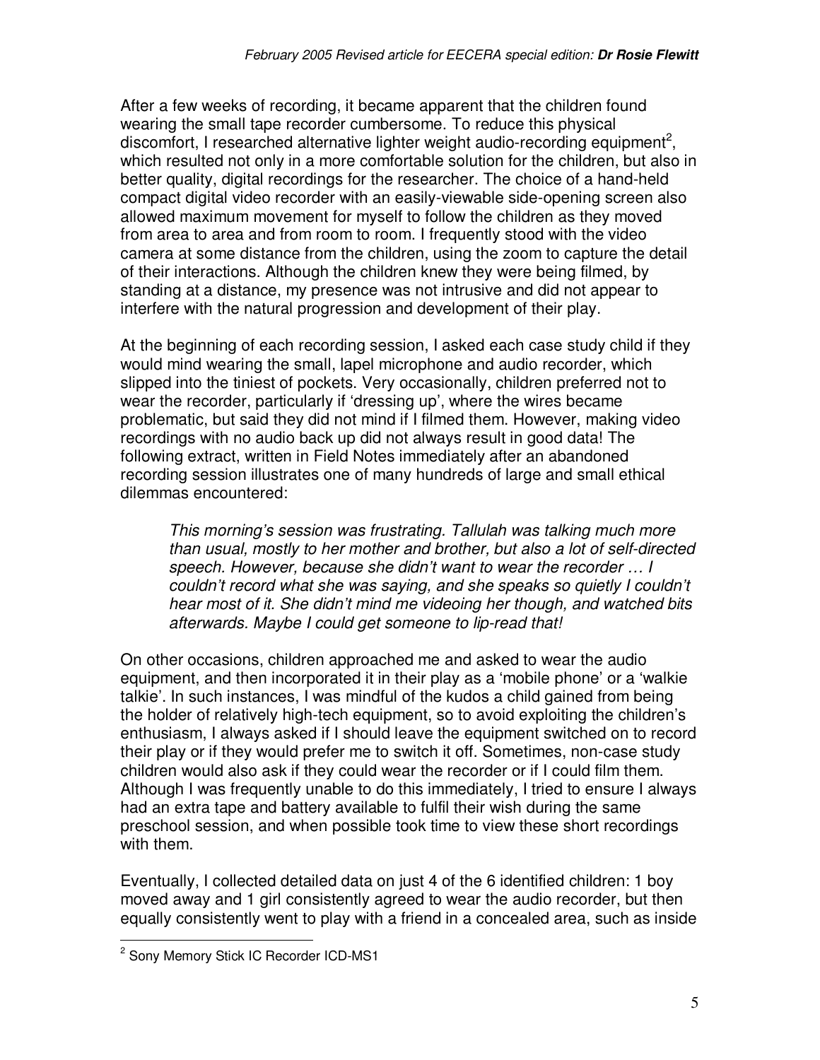After a few weeks of recording, it became apparent that the children found wearing the small tape recorder cumbersome. To reduce this physical discomfort, I researched alternative lighter weight audio-recording equipment[2], which resulted not only in a more comfortable solution for the children, but also in better quality, digital recordings for the researcher. The choice of a hand-held compact digital video recorder with an easily-viewable side-opening screen also allowed maximum movement for myself to follow the children as they moved from area to area and from room to room. I frequently stood with the video camera at some distance from the children, using the zoom to capture the detail of their interactions. Although the children knew they were being filmed, by standing at a distance, my presence was not intrusive and did not appear to interfere with the natural progression and development of their play.

At the beginning of each recording session, I asked each case study child if they would mind wearing the small, lapel microphone and audio recorder, which slipped into the tiniest of pockets. Very occasionally, children preferred not to wear the recorder, particularly if 'dressing up', where the wires became problematic, but said they did not mind if I filmed them. However, making video recordings with no audio back up did not always result in good data! The following extract, written in Field Notes immediately after an abandoned recording session illustrates one of many hundreds of large and small ethical dilemmas encountered:

> *This morning's session was frustrating. Tallulah was talking much more than usual, mostly to her mother and brother, but also a lot of self-directed speech. However, because she didn't want to wear the recorder … I couldn't record what she was saying, and she speaks so quietly I couldn't hear most of it. She didn't mind me videoing her though, and watched bits afterwards. Maybe I could get someone to lip-read that!*

On other occasions, children approached me and asked to wear the audio equipment, and then incorporated it in their play as a 'mobile phone' or a 'walkie talkie'. In such instances, I was mindful of the kudos a child gained from being the holder of relatively high-tech equipment, so to avoid exploiting the children's enthusiasm, I always asked if I should leave the equipment switched on to record their play or if they would prefer me to switch it off. Sometimes, non-case study children would also ask if they could wear the recorder or if I could film them. Although I was frequently unable to do this immediately, I tried to ensure I always had an extra tape and battery available to fulfil their wish during the same preschool session, and when possible took time to view these short recordings with them.

Eventually, I collected detailed data on just 4 of the 6 identified children: 1 boy moved away and 1 girl consistently agreed to wear the audio recorder, but then equally consistently went to play with a friend in a concealed area, such as inside

---

[2] Sony Memory Stick IC Recorder ICD-MS1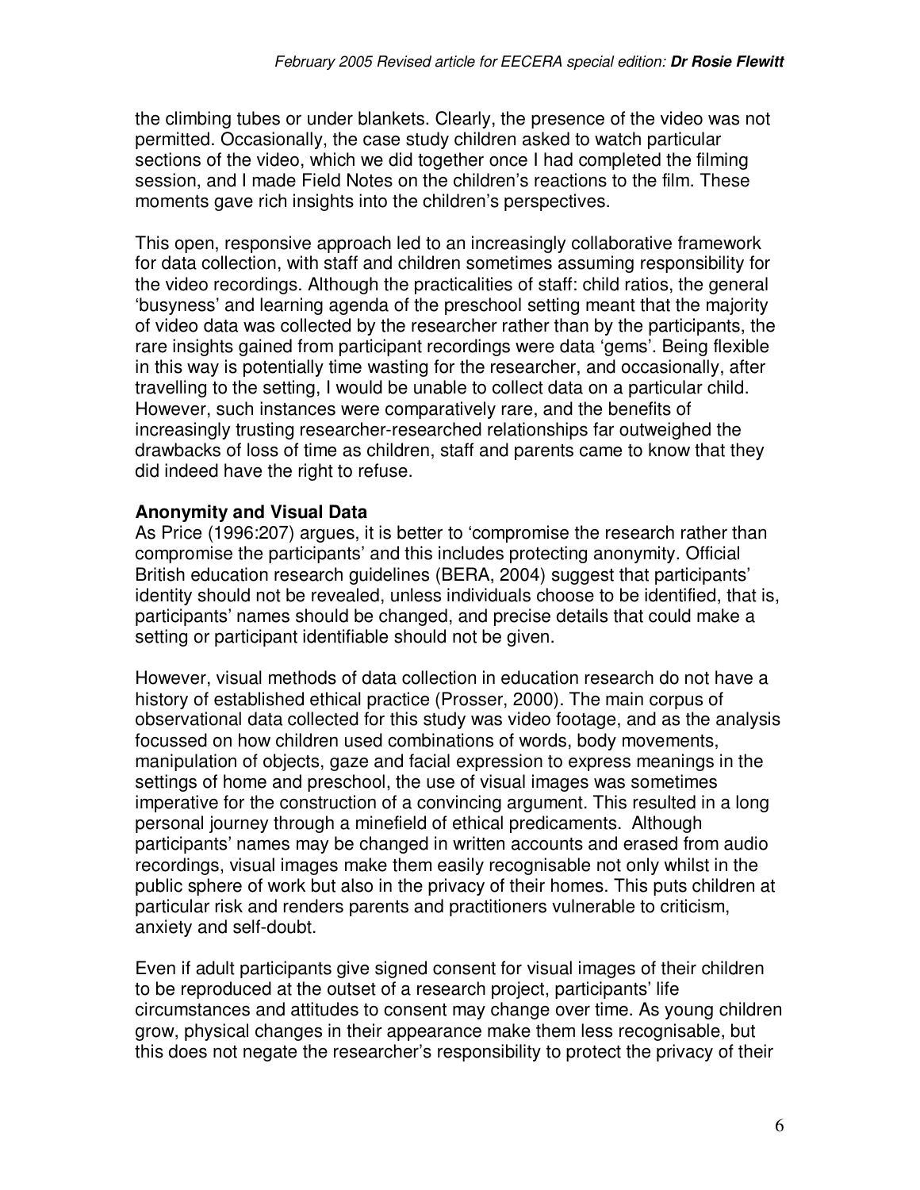the climbing tubes or under blankets. Clearly, the presence of the video was not permitted. Occasionally, the case study children asked to watch particular sections of the video, which we did together once I had completed the filming session, and I made Field Notes on the children's reactions to the film. These moments gave rich insights into the children's perspectives.

This open, responsive approach led to an increasingly collaborative framework for data collection, with staff and children sometimes assuming responsibility for the video recordings. Although the practicalities of staff: child ratios, the general 'busyness' and learning agenda of the preschool setting meant that the majority of video data was collected by the researcher rather than by the participants, the rare insights gained from participant recordings were data 'gems'. Being flexible in this way is potentially time wasting for the researcher, and occasionally, after travelling to the setting, I would be unable to collect data on a particular child. However, such instances were comparatively rare, and the benefits of increasingly trusting researcher-researched relationships far outweighed the drawbacks of loss of time as children, staff and parents came to know that they did indeed have the right to refuse.

**Anonymity and Visual Data**

As Price (1996:207) argues, it is better to 'compromise the research rather than compromise the participants' and this includes protecting anonymity. Official British education research guidelines (BERA, 2004) suggest that participants' identity should not be revealed, unless individuals choose to be identified, that is, participants' names should be changed, and precise details that could make a setting or participant identifiable should not be given.

However, visual methods of data collection in education research do not have a history of established ethical practice (Prosser, 2000). The main corpus of observational data collected for this study was video footage, and as the analysis focussed on how children used combinations of words, body movements, manipulation of objects, gaze and facial expression to express meanings in the settings of home and preschool, the use of visual images was sometimes imperative for the construction of a convincing argument. This resulted in a long personal journey through a minefield of ethical predicaments. Although participants' names may be changed in written accounts and erased from audio recordings, visual images make them easily recognisable not only whilst in the public sphere of work but also in the privacy of their homes. This puts children at particular risk and renders parents and practitioners vulnerable to criticism, anxiety and self-doubt.

Even if adult participants give signed consent for visual images of their children to be reproduced at the outset of a research project, participants' life circumstances and attitudes to consent may change over time. As young children grow, physical changes in their appearance make them less recognisable, but this does not negate the researcher's responsibility to protect the privacy of their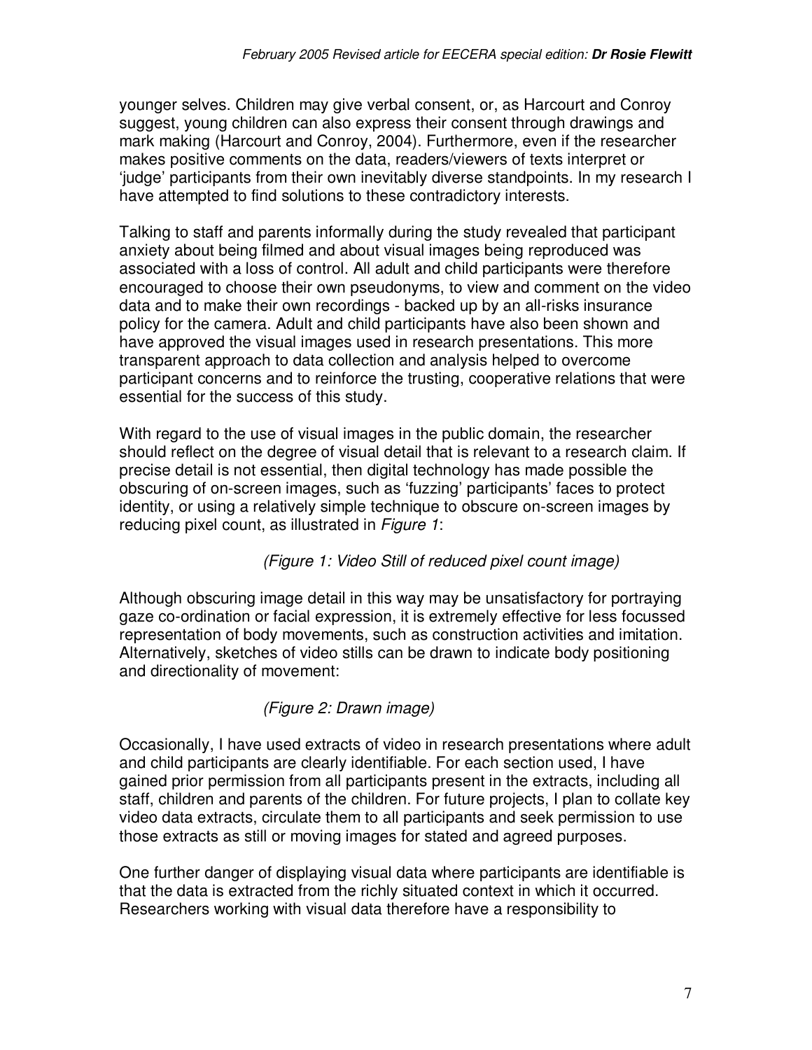younger selves. Children may give verbal consent, or, as Harcourt and Conroy suggest, young children can also express their consent through drawings and mark making (Harcourt and Conroy, 2004). Furthermore, even if the researcher makes positive comments on the data, readers/viewers of texts interpret or 'judge' participants from their own inevitably diverse standpoints. In my research I have attempted to find solutions to these contradictory interests.

Talking to staff and parents informally during the study revealed that participant anxiety about being filmed and about visual images being reproduced was associated with a loss of control. All adult and child participants were therefore encouraged to choose their own pseudonyms, to view and comment on the video data and to make their own recordings - backed up by an all-risks insurance policy for the camera. Adult and child participants have also been shown and have approved the visual images used in research presentations. This more transparent approach to data collection and analysis helped to overcome participant concerns and to reinforce the trusting, cooperative relations that were essential for the success of this study.

With regard to the use of visual images in the public domain, the researcher should reflect on the degree of visual detail that is relevant to a research claim. If precise detail is not essential, then digital technology has made possible the obscuring of on-screen images, such as 'fuzzing' participants' faces to protect identity, or using a relatively simple technique to obscure on-screen images by reducing pixel count, as illustrated in *Figure 1*:

*(Figure 1: Video Still of reduced pixel count image)*

Although obscuring image detail in this way may be unsatisfactory for portraying gaze co-ordination or facial expression, it is extremely effective for less focussed representation of body movements, such as construction activities and imitation. Alternatively, sketches of video stills can be drawn to indicate body positioning and directionality of movement:

*(Figure 2: Drawn image)*

Occasionally, I have used extracts of video in research presentations where adult and child participants are clearly identifiable. For each section used, I have gained prior permission from all participants present in the extracts, including all staff, children and parents of the children. For future projects, I plan to collate key video data extracts, circulate them to all participants and seek permission to use those extracts as still or moving images for stated and agreed purposes.

One further danger of displaying visual data where participants are identifiable is that the data is extracted from the richly situated context in which it occurred. Researchers working with visual data therefore have a responsibility to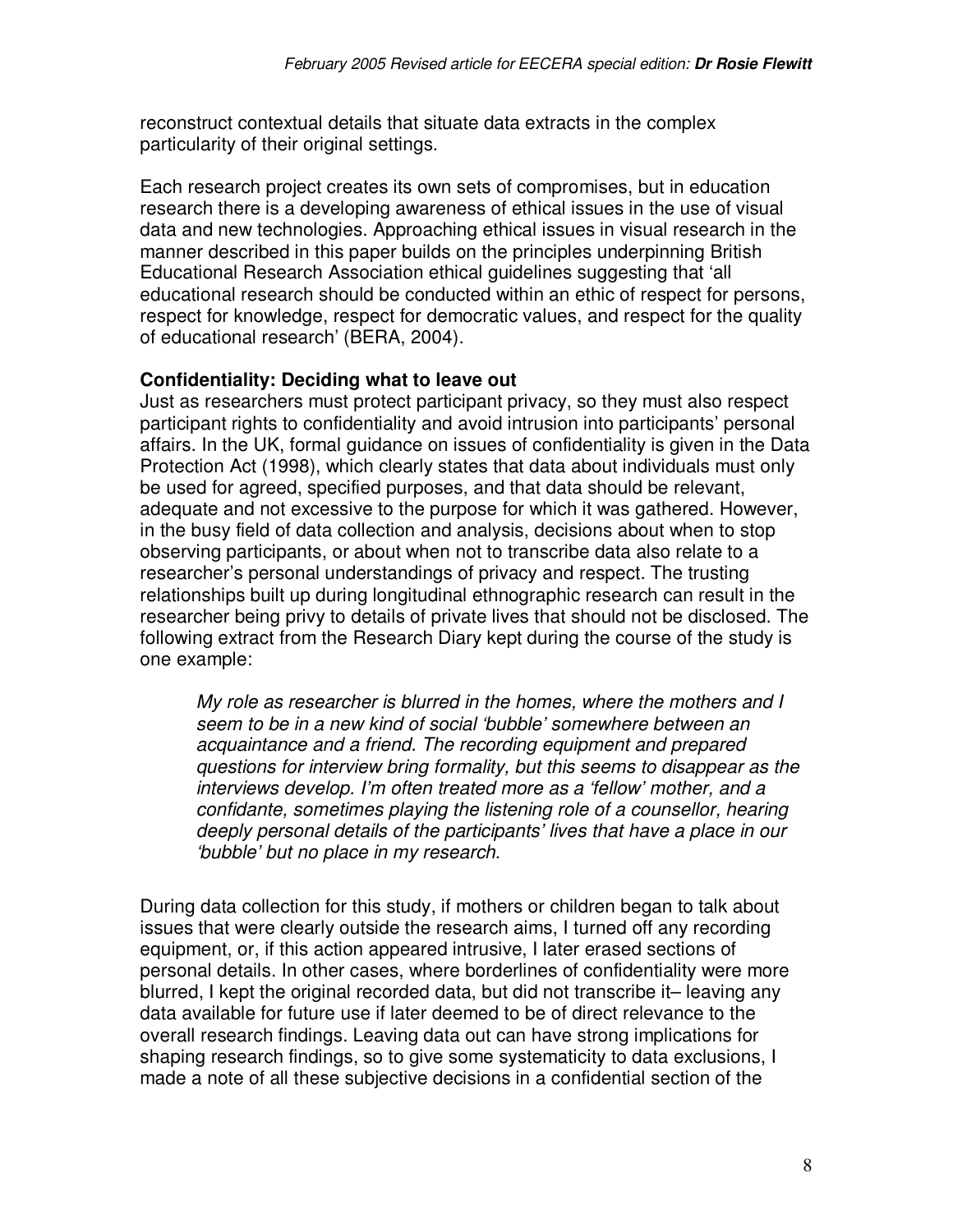reconstruct contextual details that situate data extracts in the complex particularity of their original settings.

Each research project creates its own sets of compromises, but in education research there is a developing awareness of ethical issues in the use of visual data and new technologies. Approaching ethical issues in visual research in the manner described in this paper builds on the principles underpinning British Educational Research Association ethical guidelines suggesting that 'all educational research should be conducted within an ethic of respect for persons, respect for knowledge, respect for democratic values, and respect for the quality of educational research' (BERA, 2004).

**Confidentiality: Deciding what to leave out**

Just as researchers must protect participant privacy, so they must also respect participant rights to confidentiality and avoid intrusion into participants' personal affairs. In the UK, formal guidance on issues of confidentiality is given in the Data Protection Act (1998), which clearly states that data about individuals must only be used for agreed, specified purposes, and that data should be relevant, adequate and not excessive to the purpose for which it was gathered. However, in the busy field of data collection and analysis, decisions about when to stop observing participants, or about when not to transcribe data also relate to a researcher's personal understandings of privacy and respect. The trusting relationships built up during longitudinal ethnographic research can result in the researcher being privy to details of private lives that should not be disclosed. The following extract from the Research Diary kept during the course of the study is one example:

> *My role as researcher is blurred in the homes, where the mothers and I seem to be in a new kind of social 'bubble' somewhere between an acquaintance and a friend. The recording equipment and prepared questions for interview bring formality, but this seems to disappear as the interviews develop. I'm often treated more as a 'fellow' mother, and a confidante, sometimes playing the listening role of a counsellor, hearing deeply personal details of the participants' lives that have a place in our 'bubble' but no place in my research.*

During data collection for this study, if mothers or children began to talk about issues that were clearly outside the research aims, I turned off any recording equipment, or, if this action appeared intrusive, I later erased sections of personal details. In other cases, where borderlines of confidentiality were more blurred, I kept the original recorded data, but did not transcribe it– leaving any data available for future use if later deemed to be of direct relevance to the overall research findings. Leaving data out can have strong implications for shaping research findings, so to give some systematicity to data exclusions, I made a note of all these subjective decisions in a confidential section of the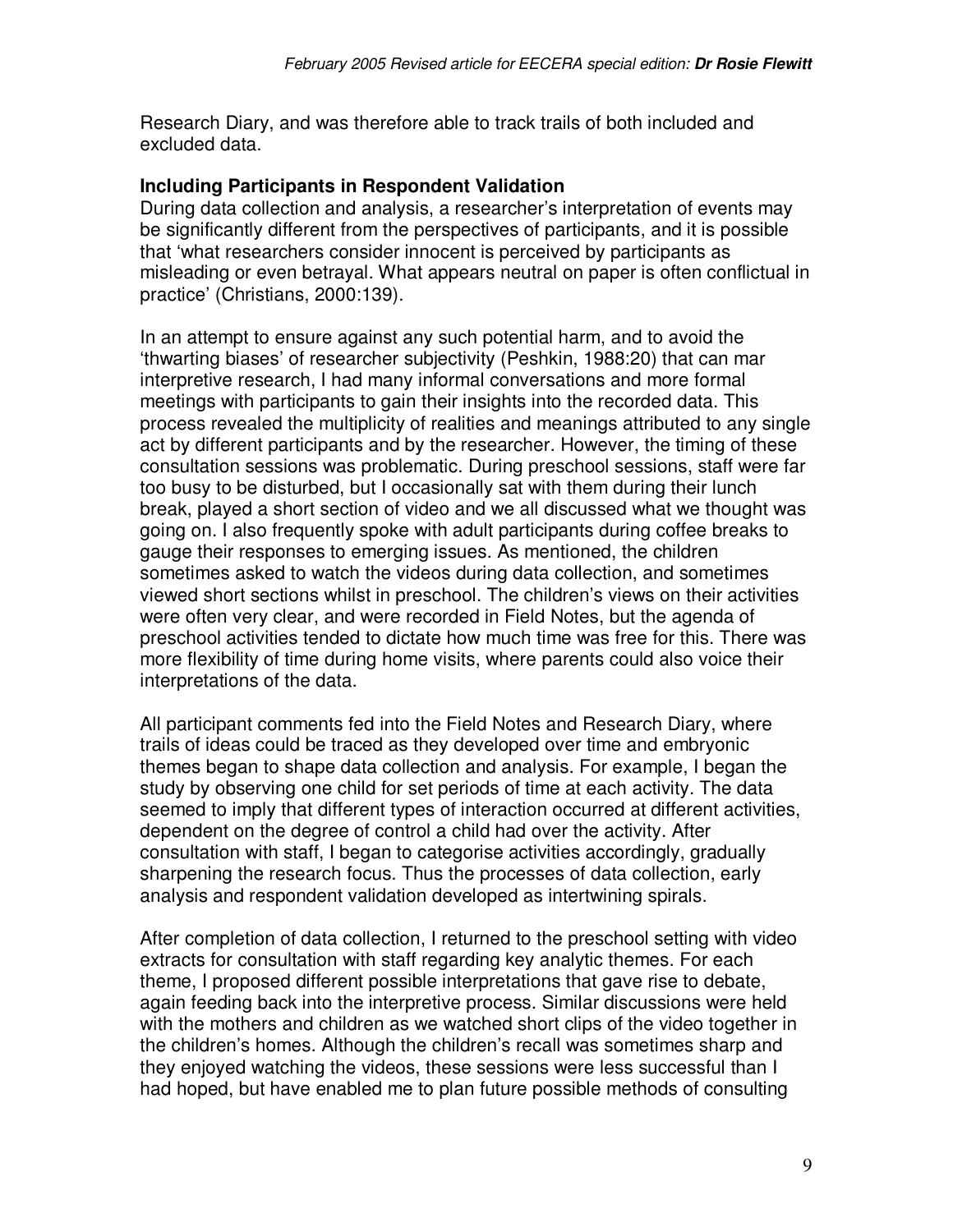Research Diary, and was therefore able to track trails of both included and excluded data.

**Including Participants in Respondent Validation**

During data collection and analysis, a researcher's interpretation of events may be significantly different from the perspectives of participants, and it is possible that 'what researchers consider innocent is perceived by participants as misleading or even betrayal. What appears neutral on paper is often conflictual in practice' (Christians, 2000:139).

In an attempt to ensure against any such potential harm, and to avoid the 'thwarting biases' of researcher subjectivity (Peshkin, 1988:20) that can mar interpretive research, I had many informal conversations and more formal meetings with participants to gain their insights into the recorded data. This process revealed the multiplicity of realities and meanings attributed to any single act by different participants and by the researcher. However, the timing of these consultation sessions was problematic. During preschool sessions, staff were far too busy to be disturbed, but I occasionally sat with them during their lunch break, played a short section of video and we all discussed what we thought was going on. I also frequently spoke with adult participants during coffee breaks to gauge their responses to emerging issues. As mentioned, the children sometimes asked to watch the videos during data collection, and sometimes viewed short sections whilst in preschool. The children's views on their activities were often very clear, and were recorded in Field Notes, but the agenda of preschool activities tended to dictate how much time was free for this. There was more flexibility of time during home visits, where parents could also voice their interpretations of the data.

All participant comments fed into the Field Notes and Research Diary, where trails of ideas could be traced as they developed over time and embryonic themes began to shape data collection and analysis. For example, I began the study by observing one child for set periods of time at each activity. The data seemed to imply that different types of interaction occurred at different activities, dependent on the degree of control a child had over the activity. After consultation with staff, I began to categorise activities accordingly, gradually sharpening the research focus. Thus the processes of data collection, early analysis and respondent validation developed as intertwining spirals.

After completion of data collection, I returned to the preschool setting with video extracts for consultation with staff regarding key analytic themes. For each theme, I proposed different possible interpretations that gave rise to debate, again feeding back into the interpretive process. Similar discussions were held with the mothers and children as we watched short clips of the video together in the children's homes. Although the children's recall was sometimes sharp and they enjoyed watching the videos, these sessions were less successful than I had hoped, but have enabled me to plan future possible methods of consulting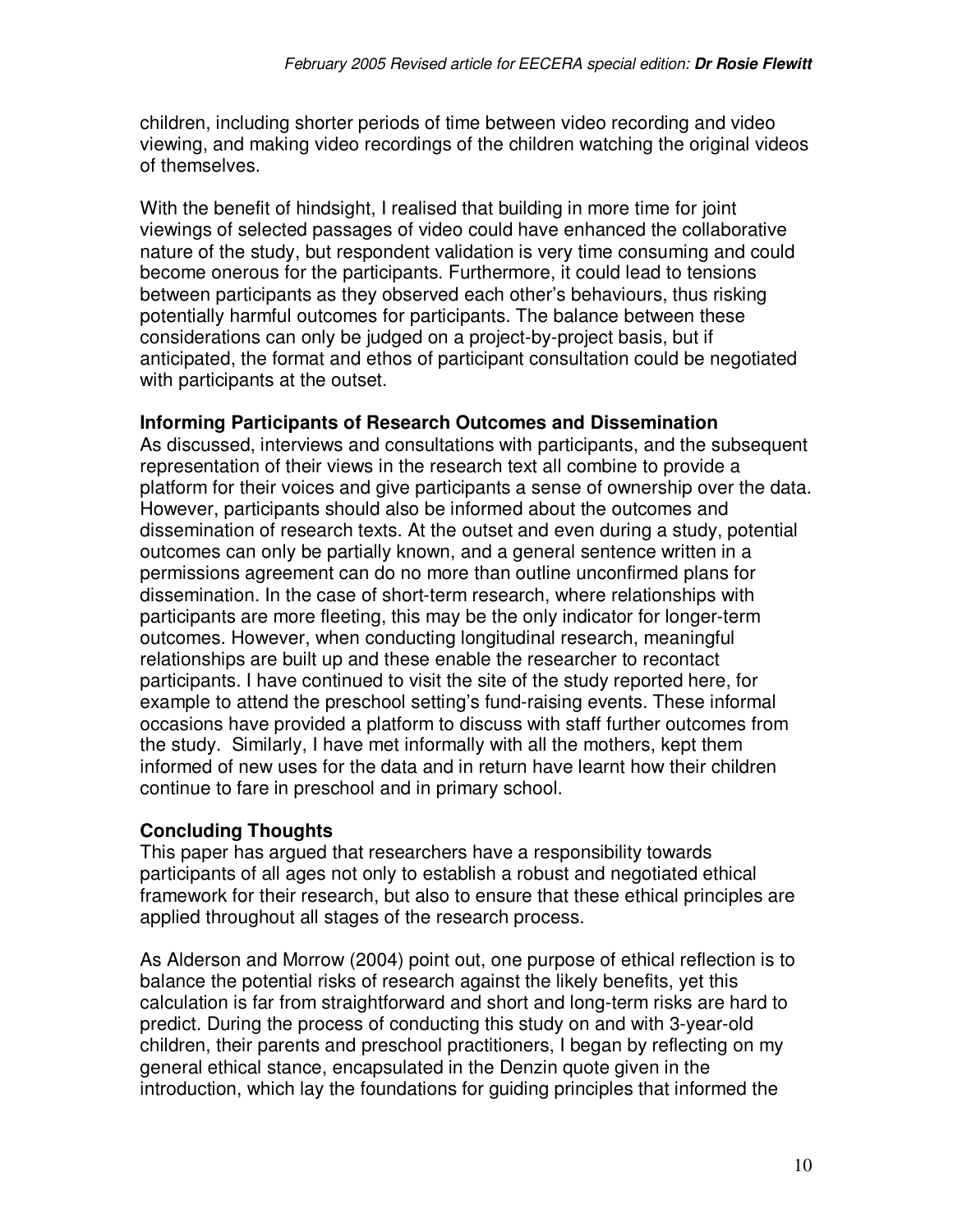children, including shorter periods of time between video recording and video viewing, and making video recordings of the children watching the original videos of themselves.

With the benefit of hindsight, I realised that building in more time for joint viewings of selected passages of video could have enhanced the collaborative nature of the study, but respondent validation is very time consuming and could become onerous for the participants. Furthermore, it could lead to tensions between participants as they observed each other's behaviours, thus risking potentially harmful outcomes for participants. The balance between these considerations can only be judged on a project-by-project basis, but if anticipated, the format and ethos of participant consultation could be negotiated with participants at the outset.

**Informing Participants of Research Outcomes and Dissemination**

As discussed, interviews and consultations with participants, and the subsequent representation of their views in the research text all combine to provide a platform for their voices and give participants a sense of ownership over the data. However, participants should also be informed about the outcomes and dissemination of research texts. At the outset and even during a study, potential outcomes can only be partially known, and a general sentence written in a permissions agreement can do no more than outline unconfirmed plans for dissemination. In the case of short-term research, where relationships with participants are more fleeting, this may be the only indicator for longer-term outcomes. However, when conducting longitudinal research, meaningful relationships are built up and these enable the researcher to recontact participants. I have continued to visit the site of the study reported here, for example to attend the preschool setting's fund-raising events. These informal occasions have provided a platform to discuss with staff further outcomes from the study. Similarly, I have met informally with all the mothers, kept them informed of new uses for the data and in return have learnt how their children continue to fare in preschool and in primary school.

**Concluding Thoughts**

This paper has argued that researchers have a responsibility towards participants of all ages not only to establish a robust and negotiated ethical framework for their research, but also to ensure that these ethical principles are applied throughout all stages of the research process.

As Alderson and Morrow (2004) point out, one purpose of ethical reflection is to balance the potential risks of research against the likely benefits, yet this calculation is far from straightforward and short and long-term risks are hard to predict. During the process of conducting this study on and with 3-year-old children, their parents and preschool practitioners, I began by reflecting on my general ethical stance, encapsulated in the Denzin quote given in the introduction, which lay the foundations for guiding principles that informed the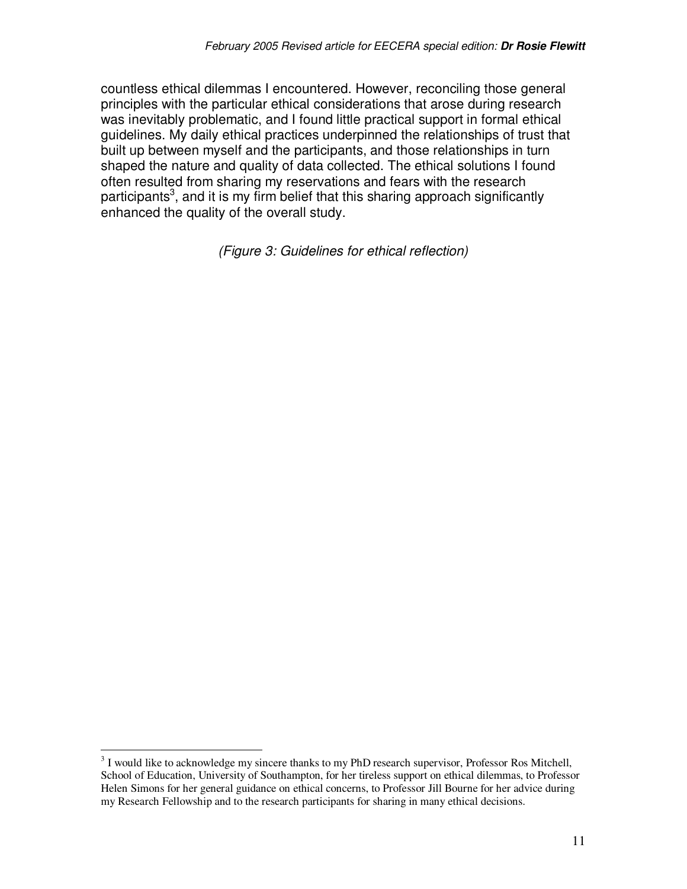countless ethical dilemmas I encountered. However, reconciling those general principles with the particular ethical considerations that arose during research was inevitably problematic, and I found little practical support in formal ethical guidelines. My daily ethical practices underpinned the relationships of trust that built up between myself and the participants, and those relationships in turn shaped the nature and quality of data collected. The ethical solutions I found often resulted from sharing my reservations and fears with the research participants[3], and it is my firm belief that this sharing approach significantly enhanced the quality of the overall study.

*(Figure 3: Guidelines for ethical reflection)*

---

[3] I would like to acknowledge my sincere thanks to my PhD research supervisor, Professor Ros Mitchell, School of Education, University of Southampton, for her tireless support on ethical dilemmas, to Professor Helen Simons for her general guidance on ethical concerns, to Professor Jill Bourne for her advice during my Research Fellowship and to the research participants for sharing in many ethical decisions.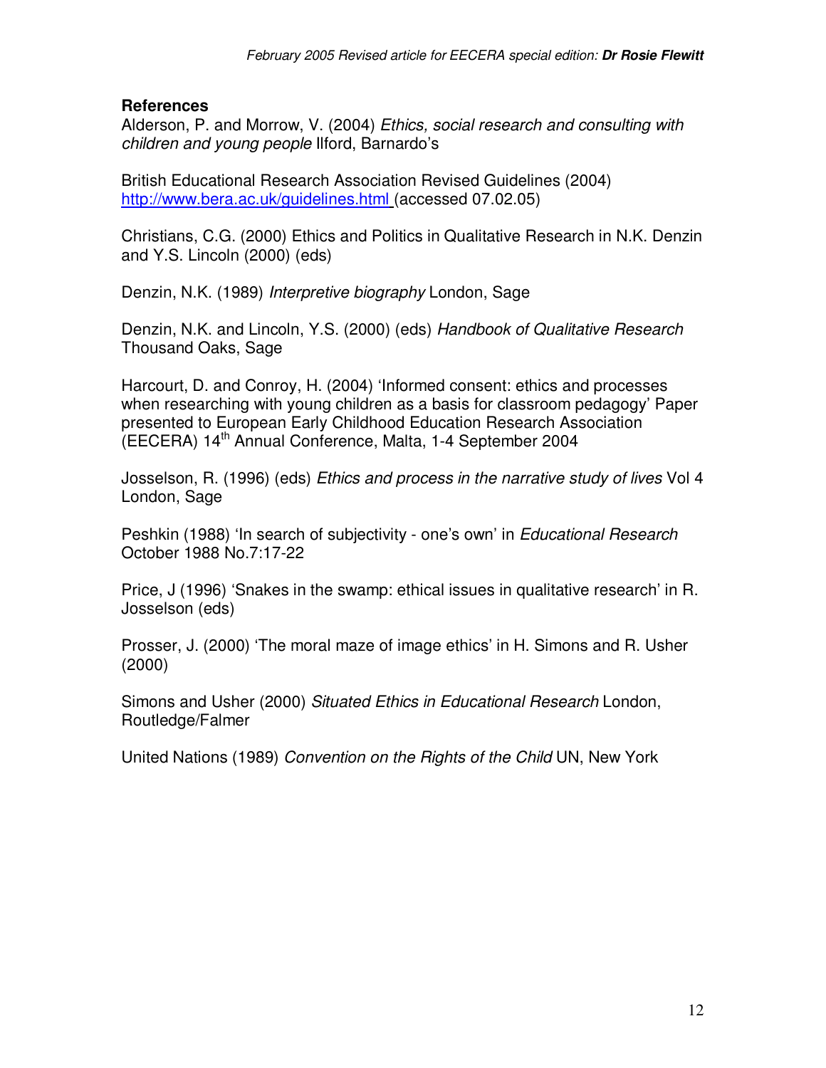## References

Alderson, P. and Morrow, V. (2004) *Ethics, social research and consulting with children and young people* Ilford, Barnardo's

British Educational Research Association Revised Guidelines (2004) http://www.bera.ac.uk/guidelines.html (accessed 07.02.05)

Christians, C.G. (2000) Ethics and Politics in Qualitative Research in N.K. Denzin and Y.S. Lincoln (2000) (eds)

Denzin, N.K. (1989) *Interpretive biography* London, Sage

Denzin, N.K. and Lincoln, Y.S. (2000) (eds) *Handbook of Qualitative Research* Thousand Oaks, Sage

Harcourt, D. and Conroy, H. (2004) 'Informed consent: ethics and processes when researching with young children as a basis for classroom pedagogy' Paper presented to European Early Childhood Education Research Association (EECERA) 14th Annual Conference, Malta, 1-4 September 2004

Josselson, R. (1996) (eds) *Ethics and process in the narrative study of lives* Vol 4 London, Sage

Peshkin (1988) 'In search of subjectivity - one's own' in *Educational Research* October 1988 No.7:17-22

Price, J (1996) 'Snakes in the swamp: ethical issues in qualitative research' in R. Josselson (eds)

Prosser, J. (2000) 'The moral maze of image ethics' in H. Simons and R. Usher (2000)

Simons and Usher (2000) *Situated Ethics in Educational Research* London, Routledge/Falmer

United Nations (1989) *Convention on the Rights of the Child* UN, New York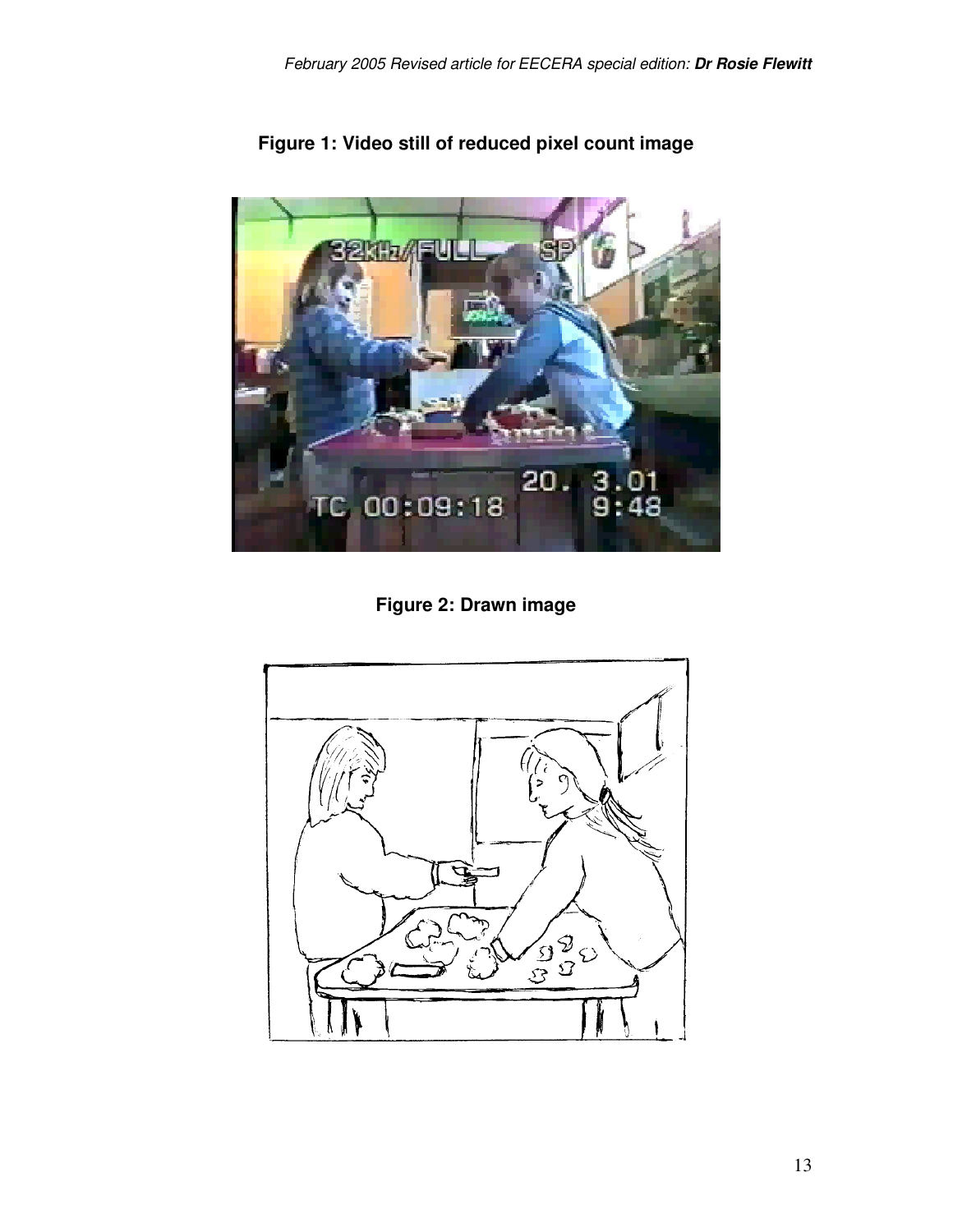**Figure 1: Video still of reduced pixel count image**

**Figure 2: Drawn image**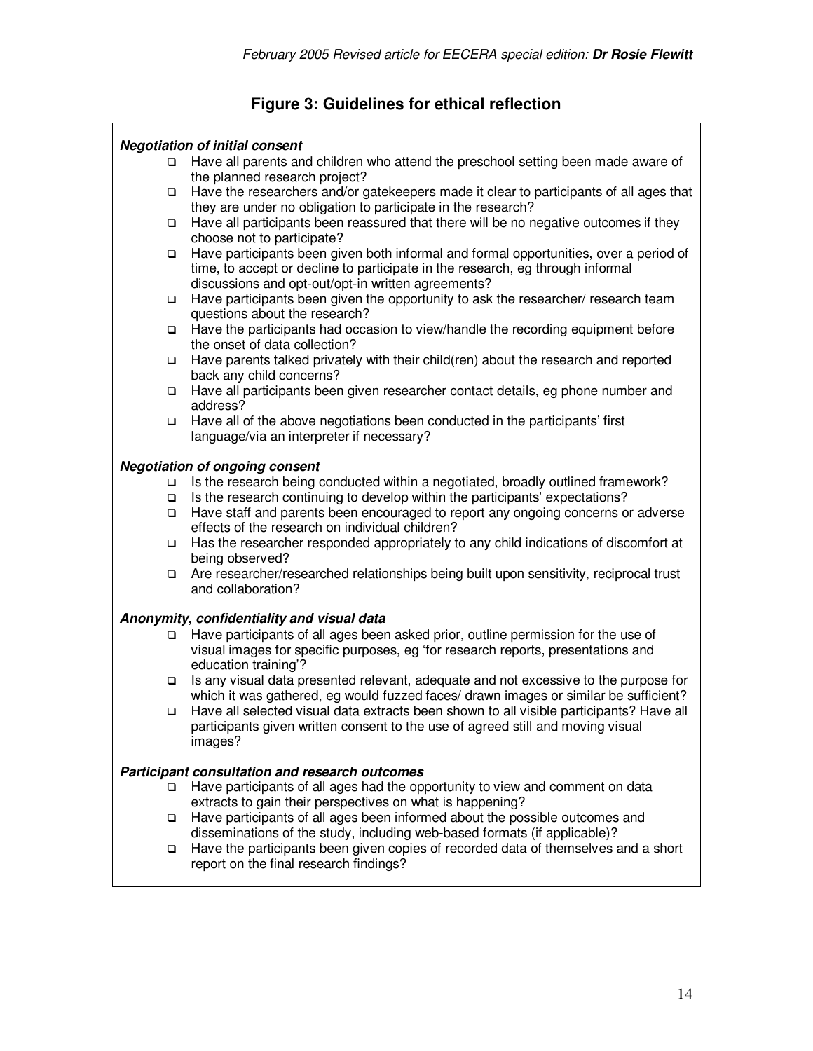## Figure 3: Guidelines for ethical reflection

***Negotiation of initial consent***

- Have all parents and children who attend the preschool setting been made aware of the planned research project?
- Have the researchers and/or gatekeepers made it clear to participants of all ages that they are under no obligation to participate in the research?
- Have all participants been reassured that there will be no negative outcomes if they choose not to participate?
- Have participants been given both informal and formal opportunities, over a period of time, to accept or decline to participate in the research, eg through informal discussions and opt-out/opt-in written agreements?
- Have participants been given the opportunity to ask the researcher/ research team questions about the research?
- Have the participants had occasion to view/handle the recording equipment before the onset of data collection?
- Have parents talked privately with their child(ren) about the research and reported back any child concerns?
- Have all participants been given researcher contact details, eg phone number and address?
- Have all of the above negotiations been conducted in the participants' first language/via an interpreter if necessary?

***Negotiation of ongoing consent***

- Is the research being conducted within a negotiated, broadly outlined framework?
- Is the research continuing to develop within the participants' expectations?
- Have staff and parents been encouraged to report any ongoing concerns or adverse effects of the research on individual children?
- Has the researcher responded appropriately to any child indications of discomfort at being observed?
- Are researcher/researched relationships being built upon sensitivity, reciprocal trust and collaboration?

***Anonymity, confidentiality and visual data***

- Have participants of all ages been asked prior, outline permission for the use of visual images for specific purposes, eg 'for research reports, presentations and education training'?
- Is any visual data presented relevant, adequate and not excessive to the purpose for which it was gathered, eg would fuzzed faces/ drawn images or similar be sufficient?
- Have all selected visual data extracts been shown to all visible participants? Have all participants given written consent to the use of agreed still and moving visual images?

***Participant consultation and research outcomes***

- Have participants of all ages had the opportunity to view and comment on data extracts to gain their perspectives on what is happening?
- Have participants of all ages been informed about the possible outcomes and disseminations of the study, including web-based formats (if applicable)?
- Have the participants been given copies of recorded data of themselves and a short report on the final research findings?